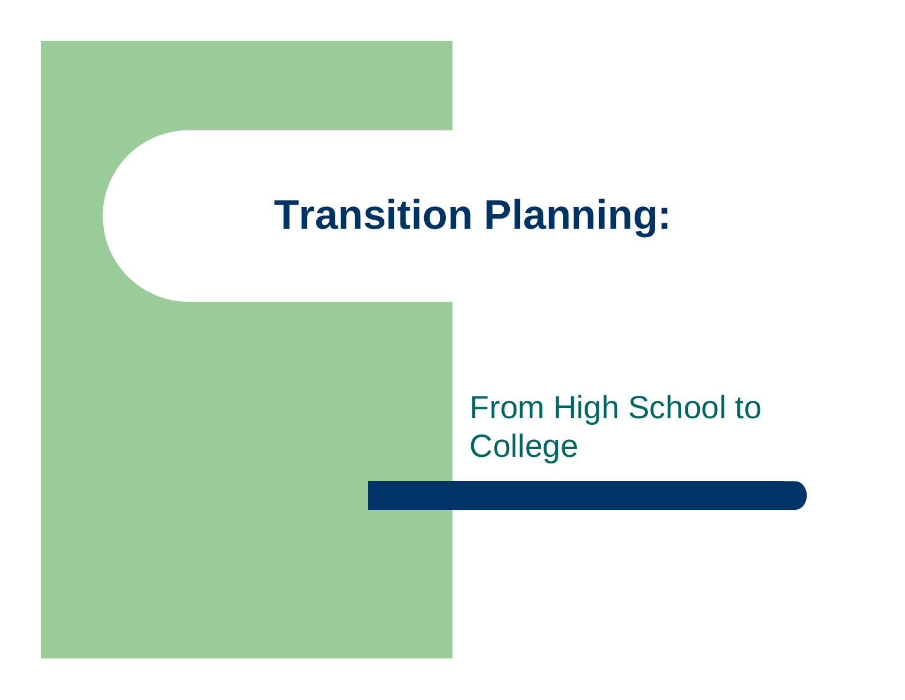# Transition Planning:

From High School to College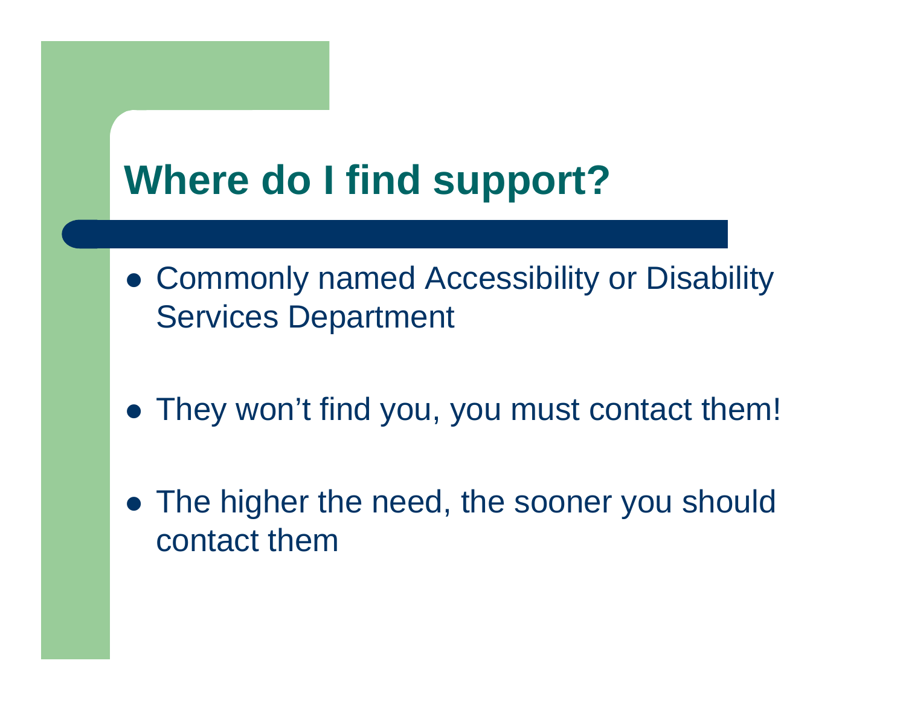# Where do I find support?

- Commonly named Accessibility or Disability Services Department
- They won’t find you, you must contact them!
- The higher the need, the sooner you should contact them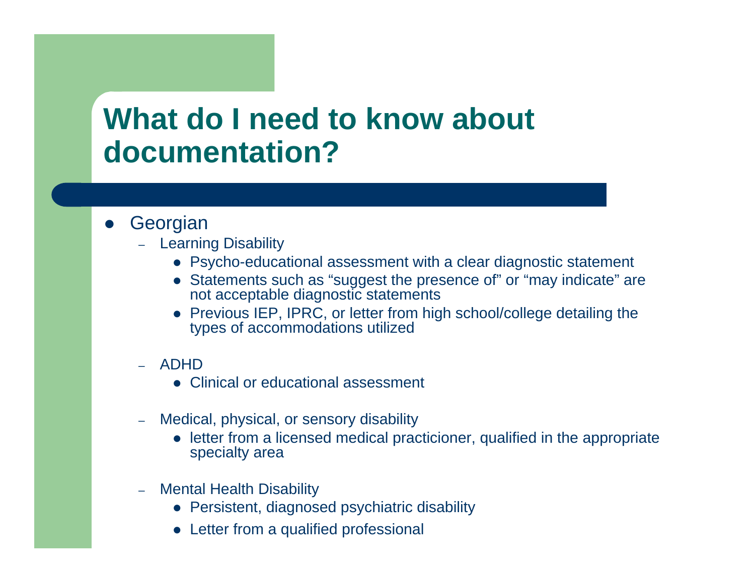# What do I need to know about documentation?

- Georgian
  - Learning Disability
    - Psycho-educational assessment with a clear diagnostic statement
    - Statements such as “suggest the presence of” or “may indicate” are not acceptable diagnostic statements
    - Previous IEP, IPRC, or letter from high school/college detailing the types of accommodations utilized
  - ADHD
    - Clinical or educational assessment
  - Medical, physical, or sensory disability
    - letter from a licensed medical practicioner, qualified in the appropriate specialty area
  - Mental Health Disability
    - Persistent, diagnosed psychiatric disability
    - Letter from a qualified professional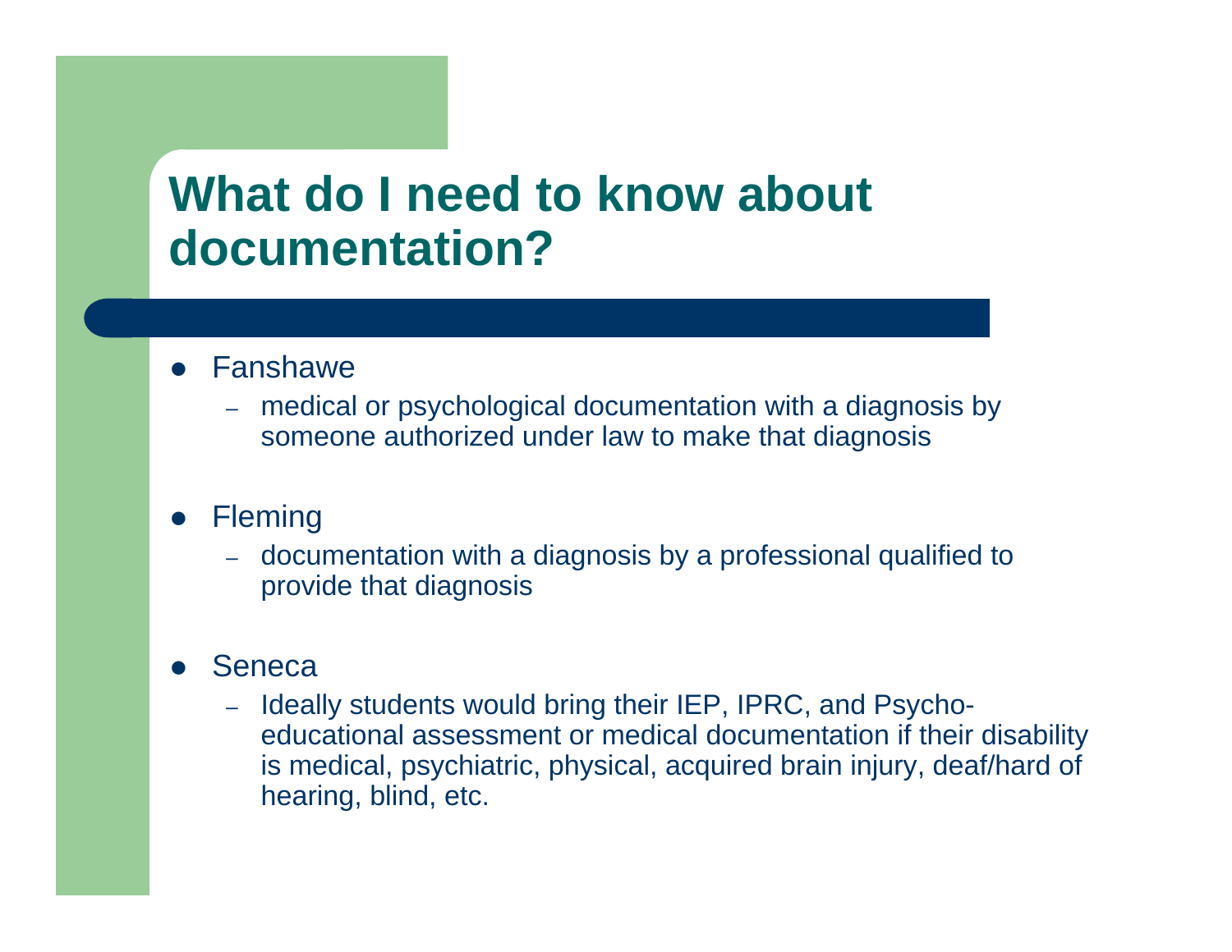# What do I need to know about documentation?

- Fanshawe
  - medical or psychological documentation with a diagnosis by someone authorized under law to make that diagnosis
- Fleming
  - documentation with a diagnosis by a professional qualified to provide that diagnosis
- Seneca
  - Ideally students would bring their IEP, IPRC, and Psycho-educational assessment or medical documentation if their disability is medical, psychiatric, physical, acquired brain injury, deaf/hard of hearing, blind, etc.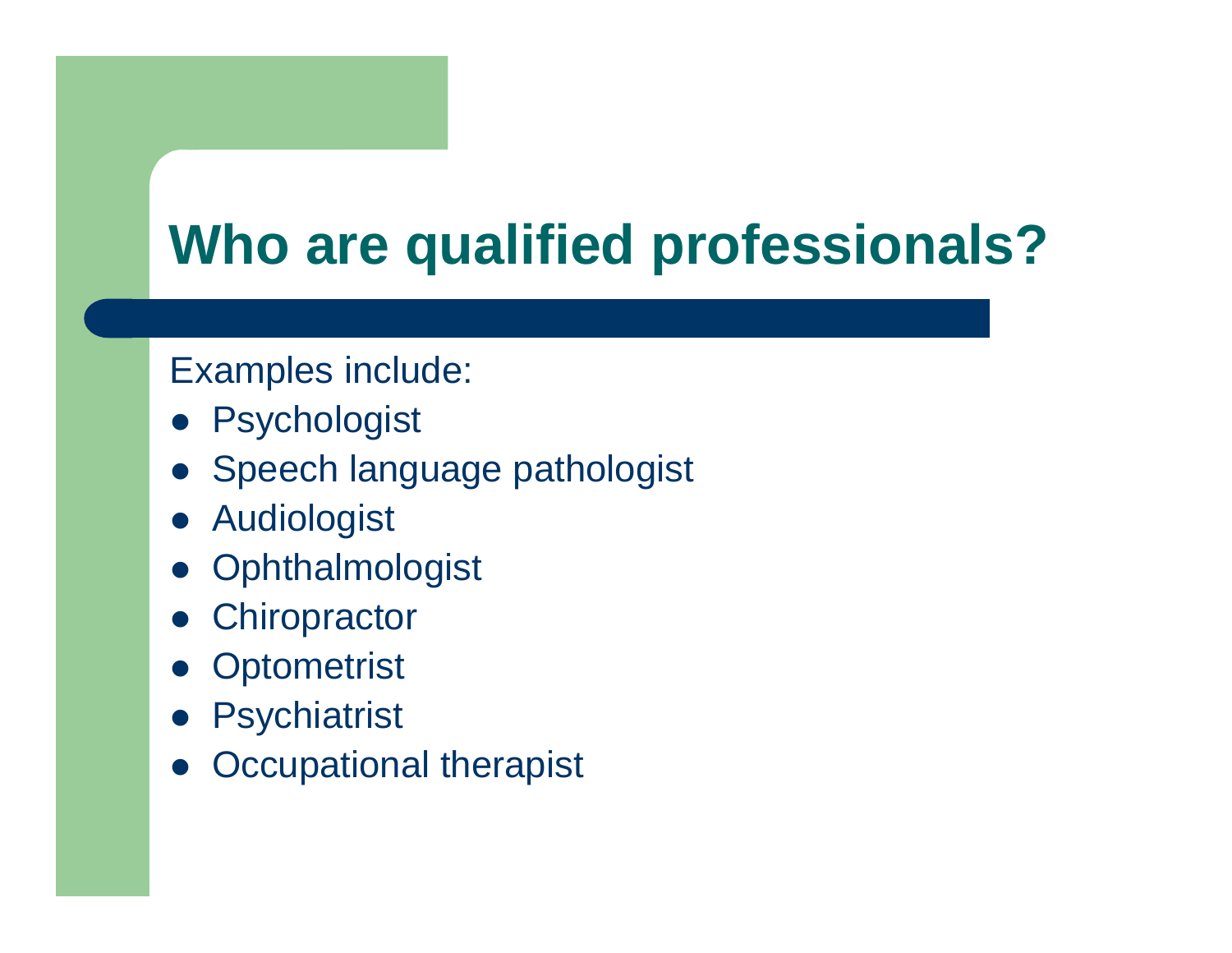# Who are qualified professionals?

Examples include:

- Psychologist
- Speech language pathologist
- Audiologist
- Ophthalmologist
- Chiropractor
- Optometrist
- Psychiatrist
- Occupational therapist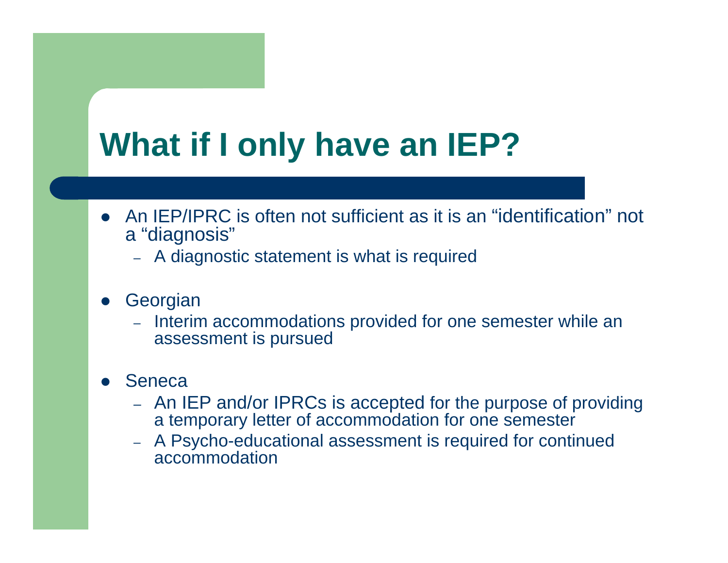# What if I only have an IEP?

- An IEP/IPRC is often not sufficient as it is an “identification” not a “diagnosis”
  - A diagnostic statement is what is required
- Georgian
  - Interim accommodations provided for one semester while an assessment is pursued
- Seneca
  - An IEP and/or IPRCs is accepted for the purpose of providing a temporary letter of accommodation for one semester
  - A Psycho-educational assessment is required for continued accommodation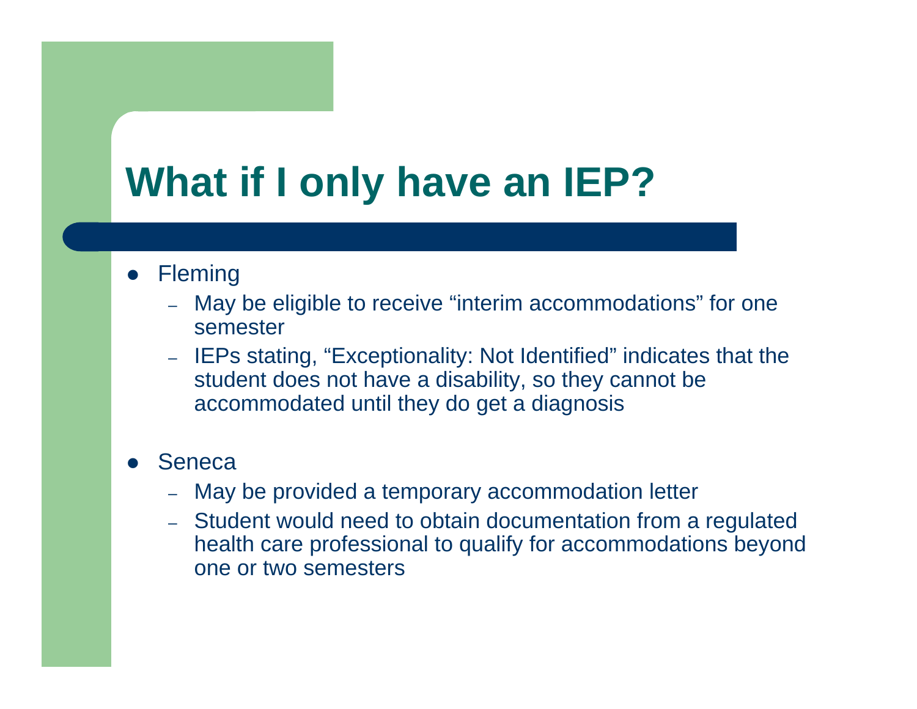# What if I only have an IEP?

- Fleming
  - May be eligible to receive “interim accommodations” for one semester
  - IEPs stating, “Exceptionality: Not Identified” indicates that the student does not have a disability, so they cannot be accommodated until they do get a diagnosis

- Seneca
  - May be provided a temporary accommodation letter
  - Student would need to obtain documentation from a regulated health care professional to qualify for accommodations beyond one or two semesters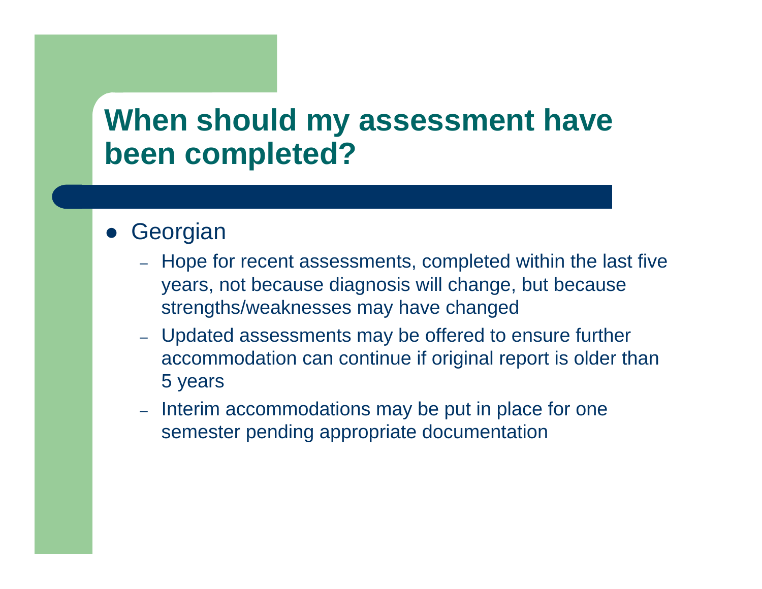# When should my assessment have been completed?

- Georgian
  - Hope for recent assessments, completed within the last five years, not because diagnosis will change, but because strengths/weaknesses may have changed
  - Updated assessments may be offered to ensure further accommodation can continue if original report is older than 5 years
  - Interim accommodations may be put in place for one semester pending appropriate documentation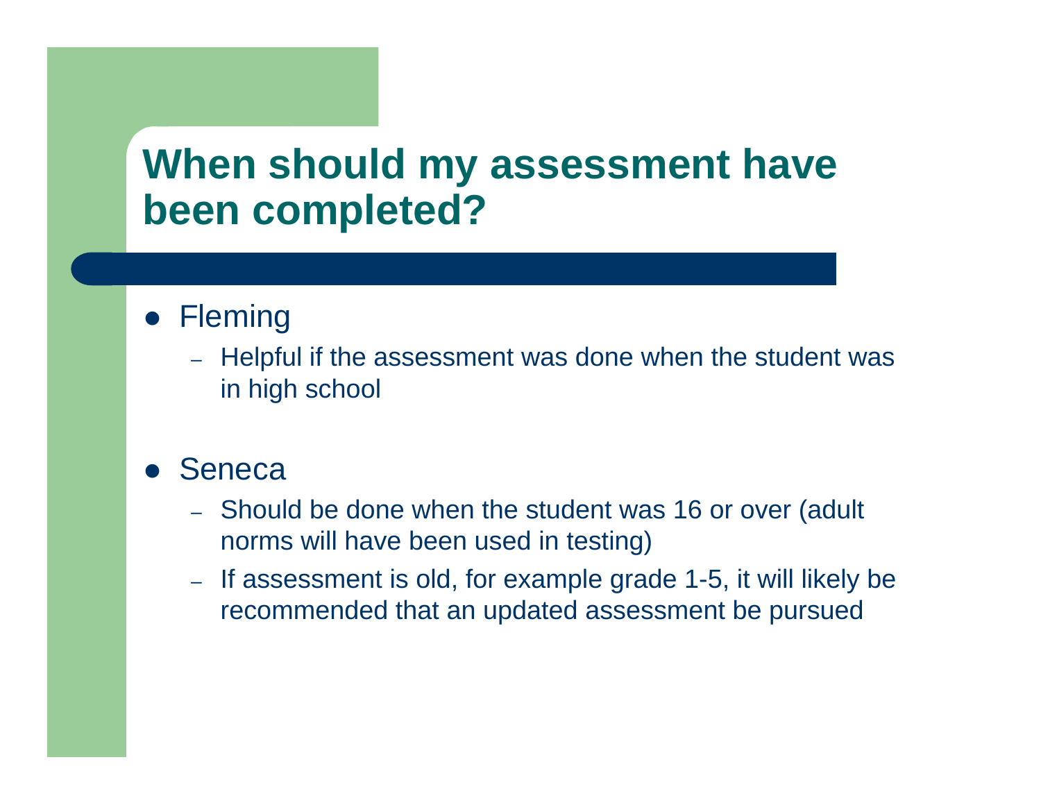# When should my assessment have been completed?

- Fleming
  - Helpful if the assessment was done when the student was in high school

- Seneca
  - Should be done when the student was 16 or over (adult norms will have been used in testing)
  - If assessment is old, for example grade 1-5, it will likely be recommended that an updated assessment be pursued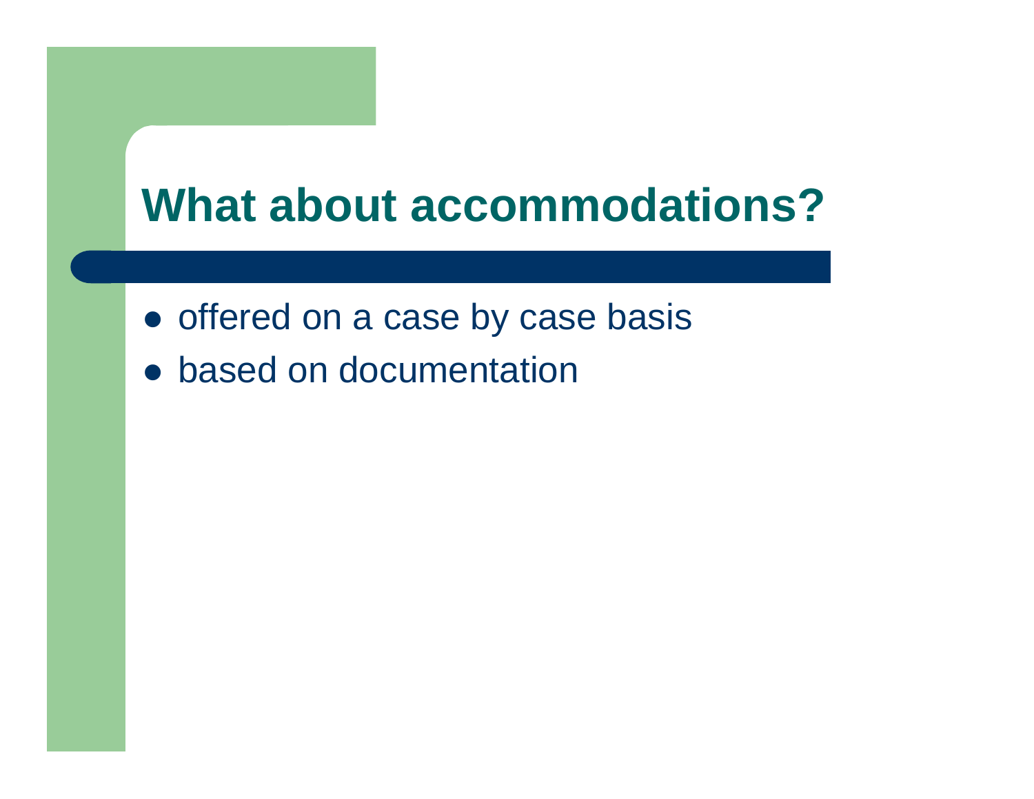# What about accommodations?

- offered on a case by case basis
- based on documentation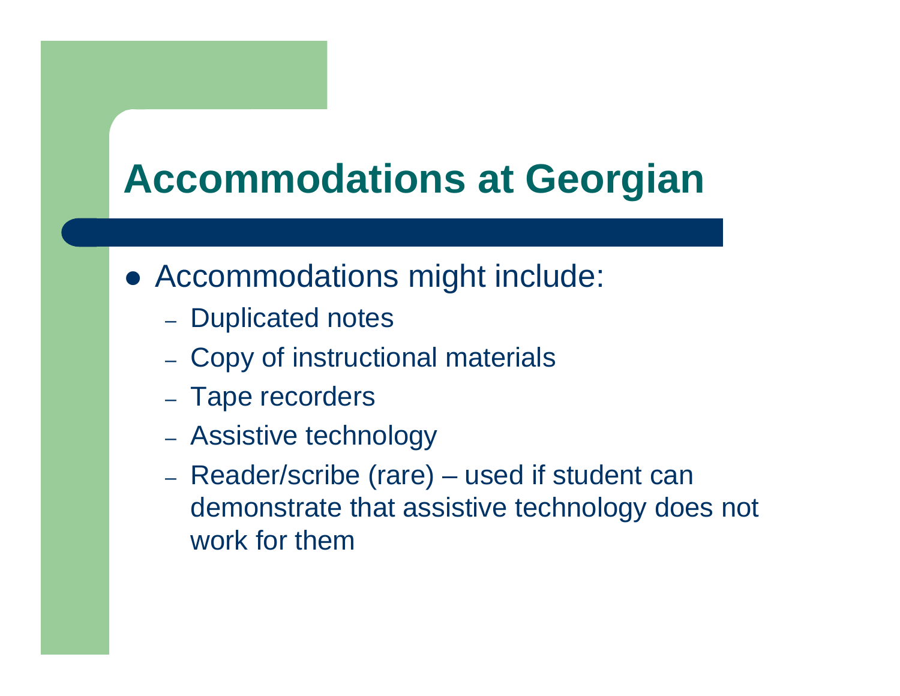# Accommodations at Georgian

- Accommodations might include:
  - Duplicated notes
  - Copy of instructional materials
  - Tape recorders
  - Assistive technology
  - Reader/scribe (rare) – used if student can demonstrate that assistive technology does not work for them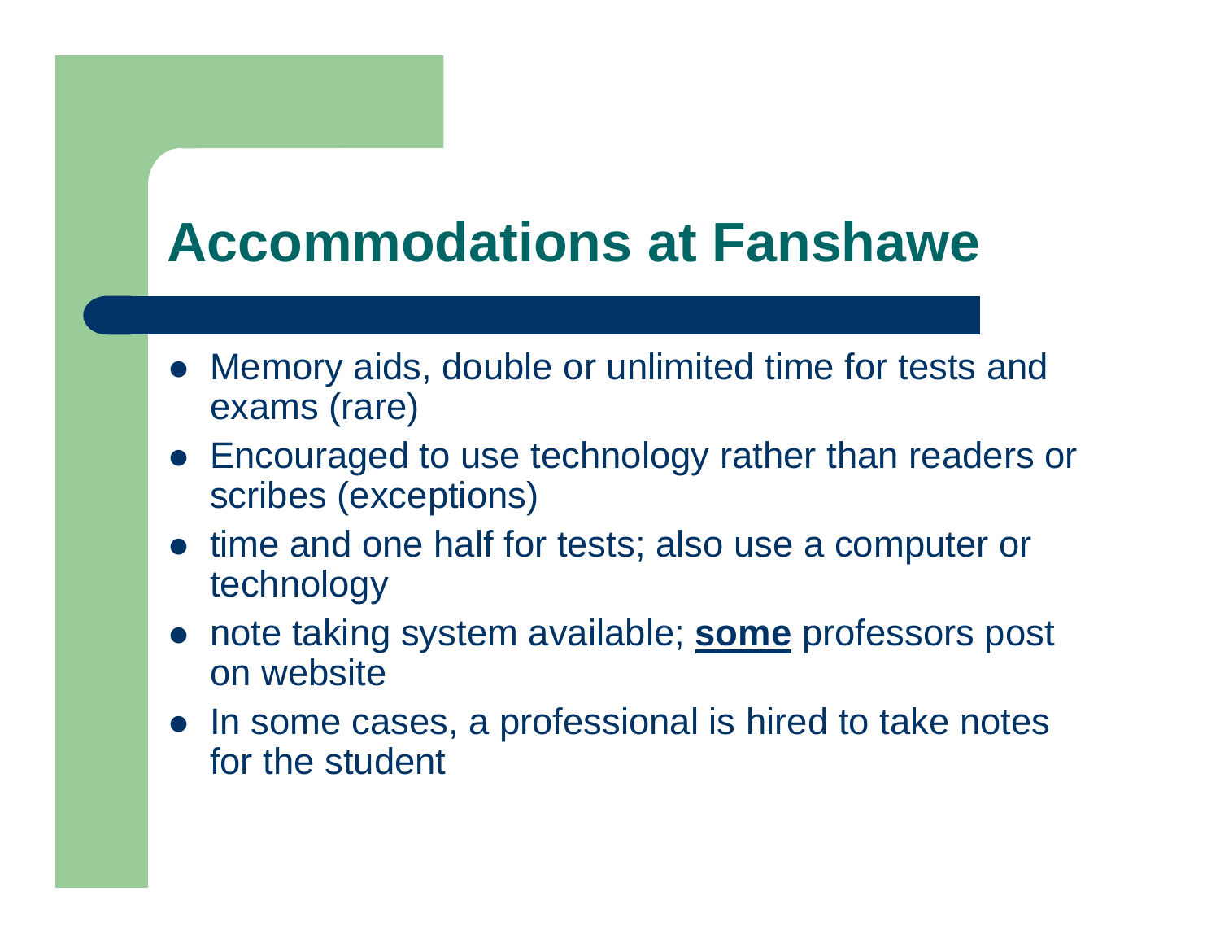# Accommodations at Fanshawe

- Memory aids, double or unlimited time for tests and exams (rare)
- Encouraged to use technology rather than readers or scribes (exceptions)
- time and one half for tests; also use a computer or technology
- note taking system available; <u>**some**</u> professors post on website
- In some cases, a professional is hired to take notes for the student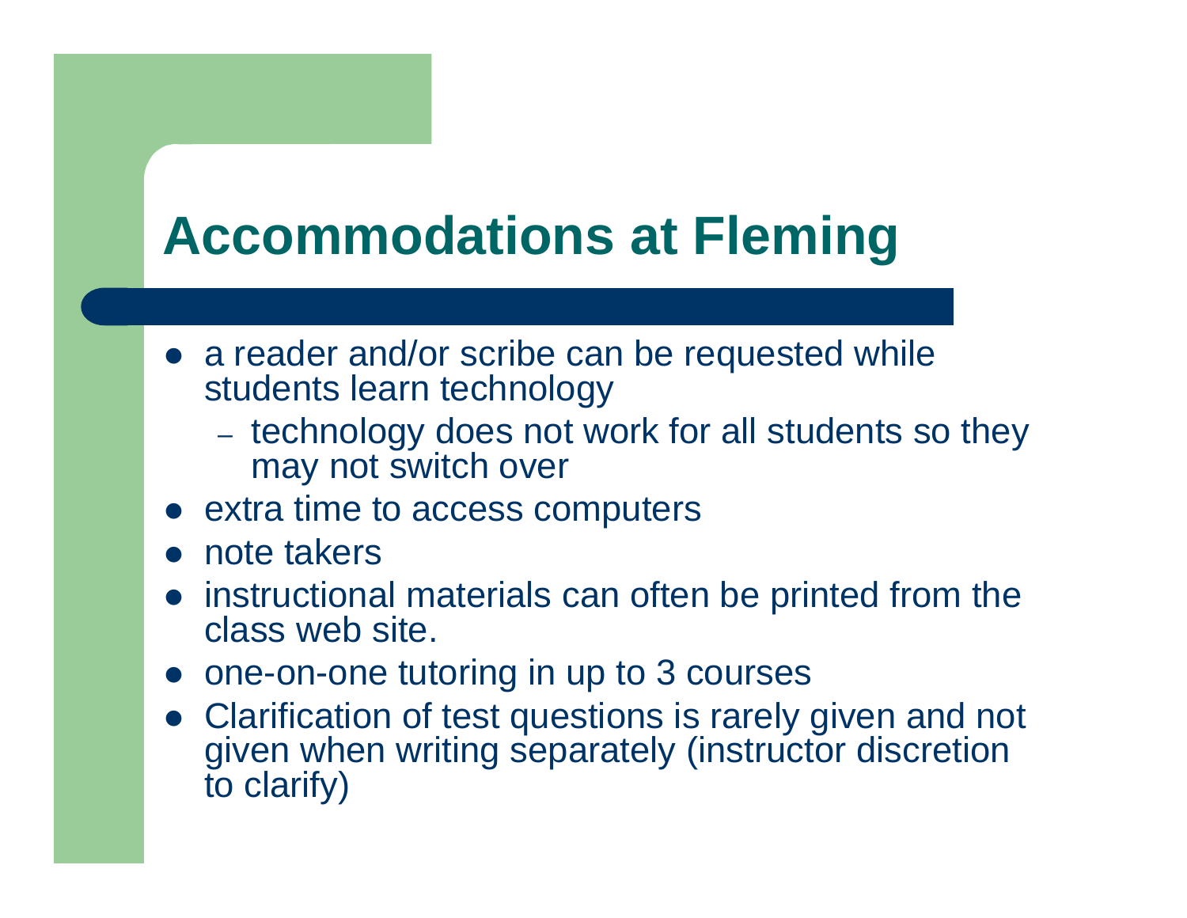# Accommodations at Fleming

- a reader and/or scribe can be requested while students learn technology
  - technology does not work for all students so they may not switch over
- extra time to access computers
- note takers
- instructional materials can often be printed from the class web site.
- one-on-one tutoring in up to 3 courses
- Clarification of test questions is rarely given and not given when writing separately (instructor discretion to clarify)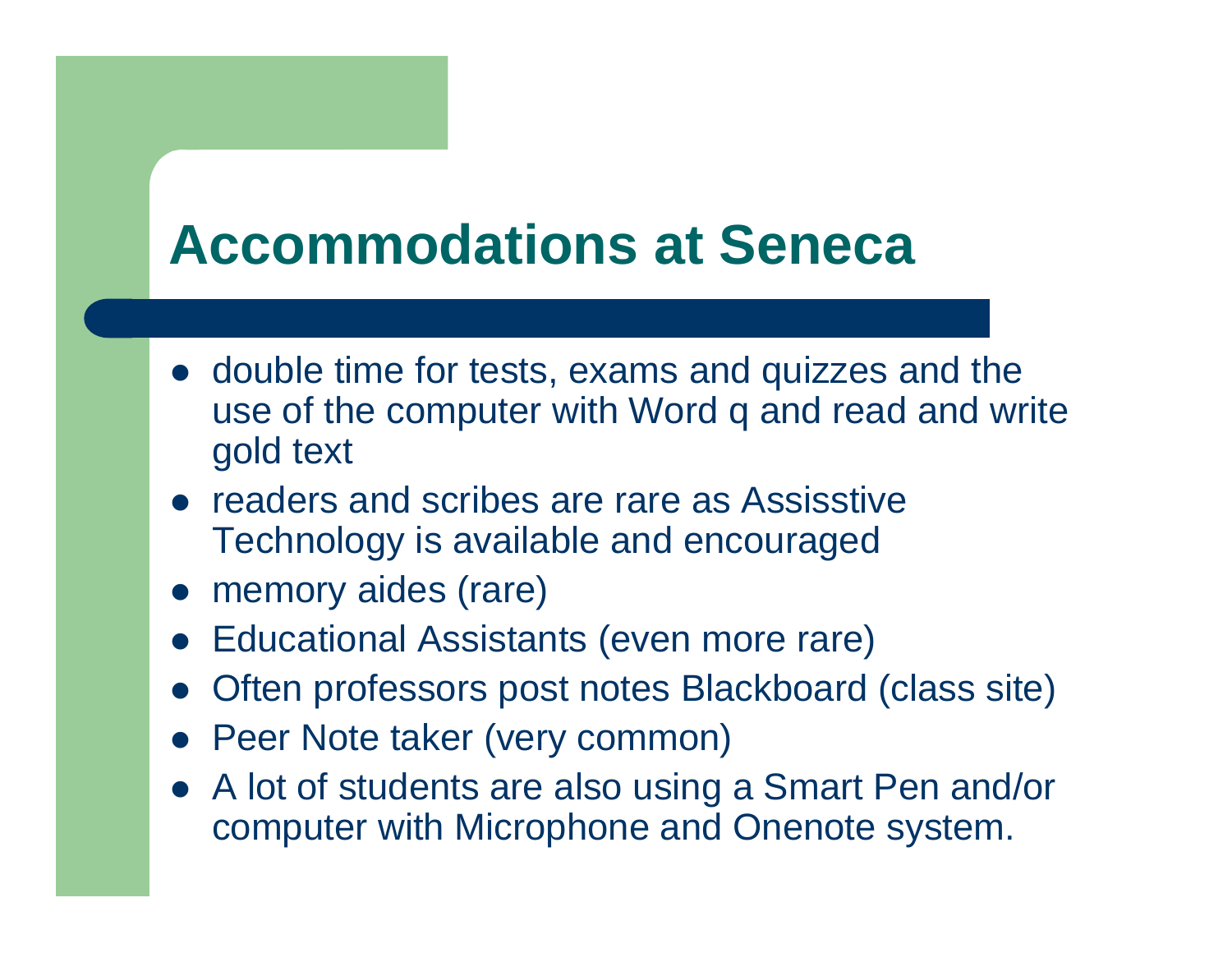# Accommodations at Seneca

- double time for tests, exams and quizzes and the use of the computer with Word q and read and write gold text
- readers and scribes are rare as Assisstive Technology is available and encouraged
- memory aides (rare)
- Educational Assistants (even more rare)
- Often professors post notes Blackboard (class site)
- Peer Note taker (very common)
- A lot of students are also using a Smart Pen and/or computer with Microphone and Onenote system.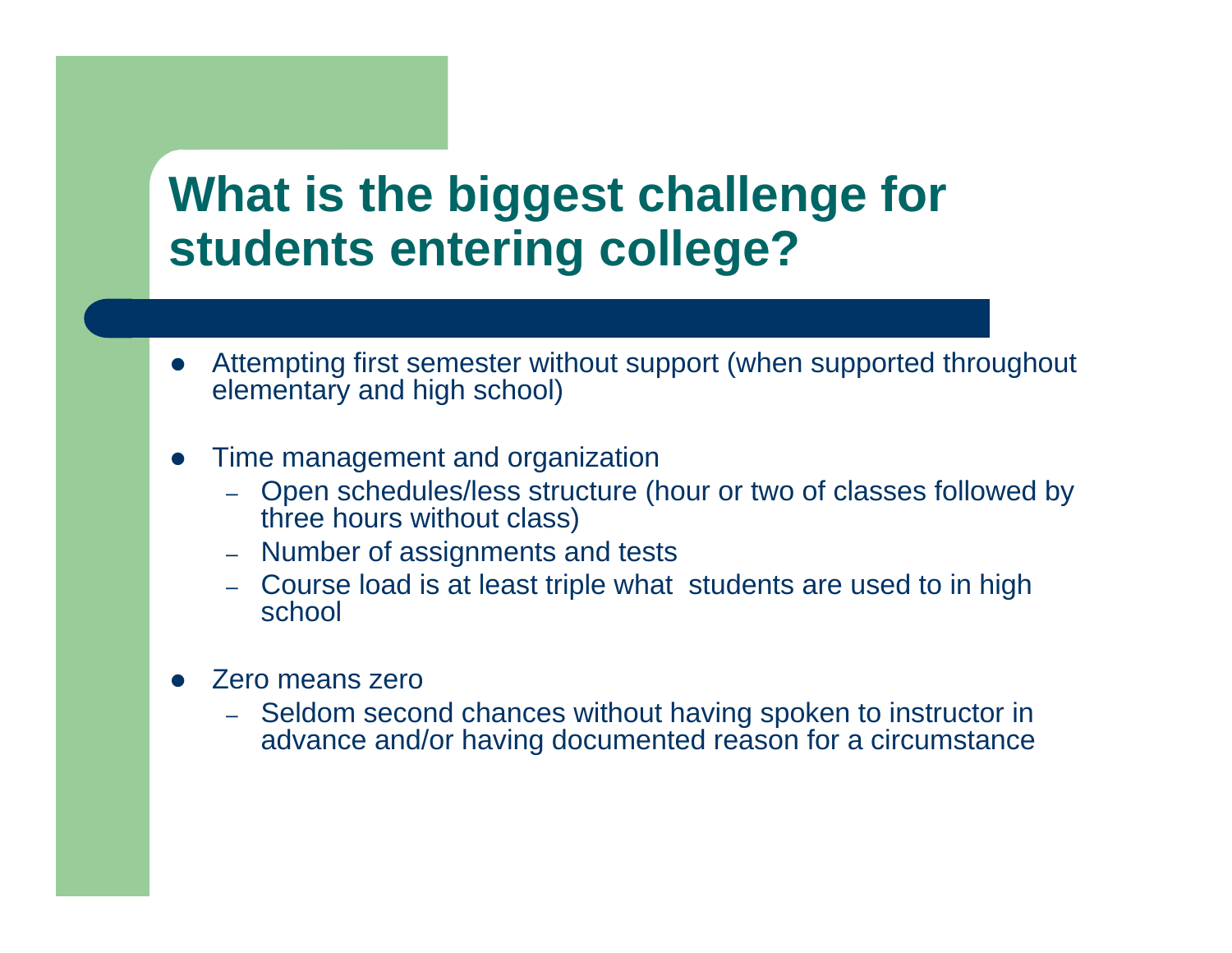# What is the biggest challenge for students entering college?

- Attempting first semester without support (when supported throughout elementary and high school)

- Time management and organization
  - Open schedules/less structure (hour or two of classes followed by three hours without class)
  - Number of assignments and tests
  - Course load is at least triple what students are used to in high school

- Zero means zero
  - Seldom second chances without having spoken to instructor in advance and/or having documented reason for a circumstance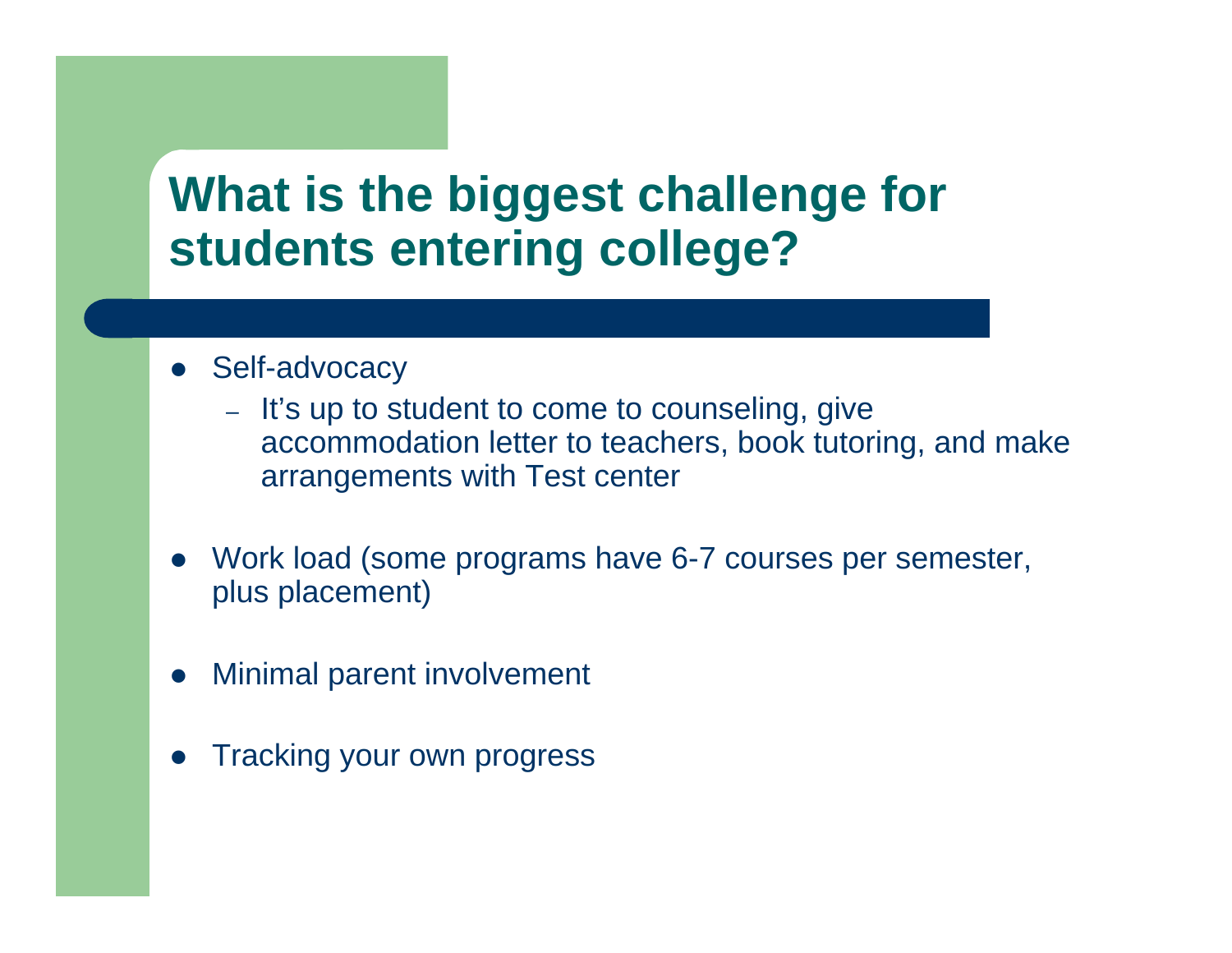# What is the biggest challenge for students entering college?

- Self-advocacy
  - It's up to student to come to counseling, give accommodation letter to teachers, book tutoring, and make arrangements with Test center
- Work load (some programs have 6-7 courses per semester, plus placement)
- Minimal parent involvement
- Tracking your own progress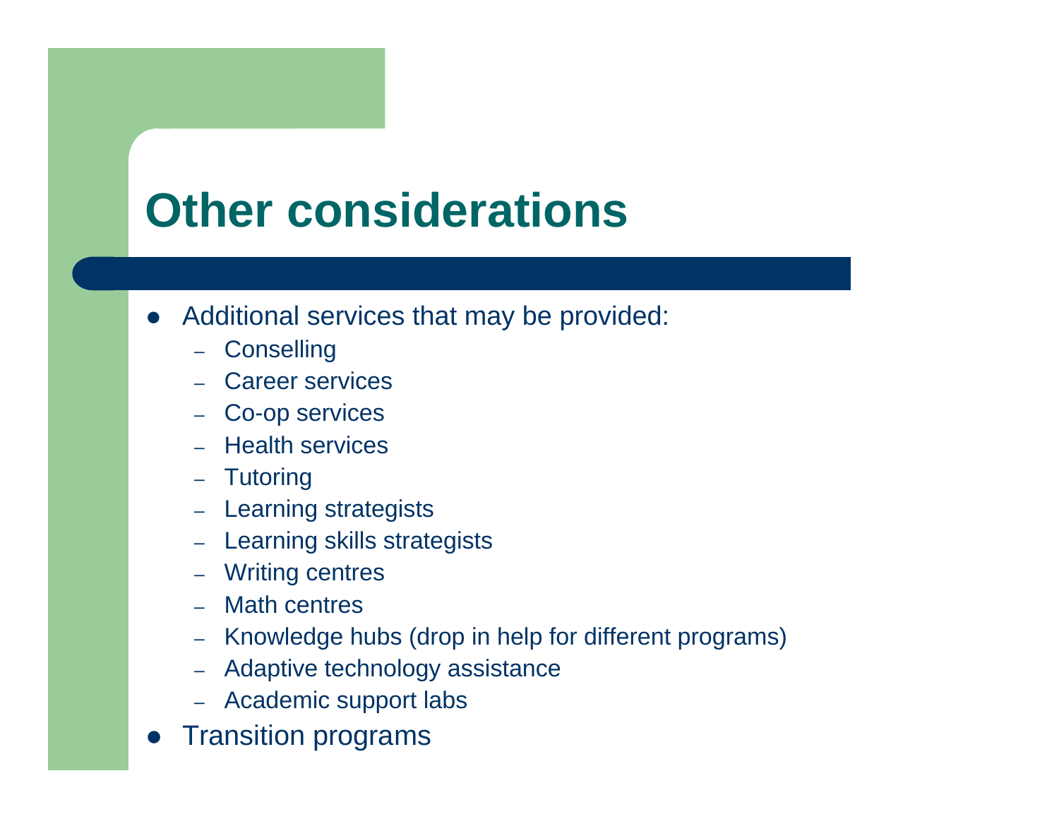# Other considerations

- Additional services that may be provided:
  - Conselling
  - Career services
  - Co-op services
  - Health services
  - Tutoring
  - Learning strategists
  - Learning skills strategists
  - Writing centres
  - Math centres
  - Knowledge hubs (drop in help for different programs)
  - Adaptive technology assistance
  - Academic support labs
- Transition programs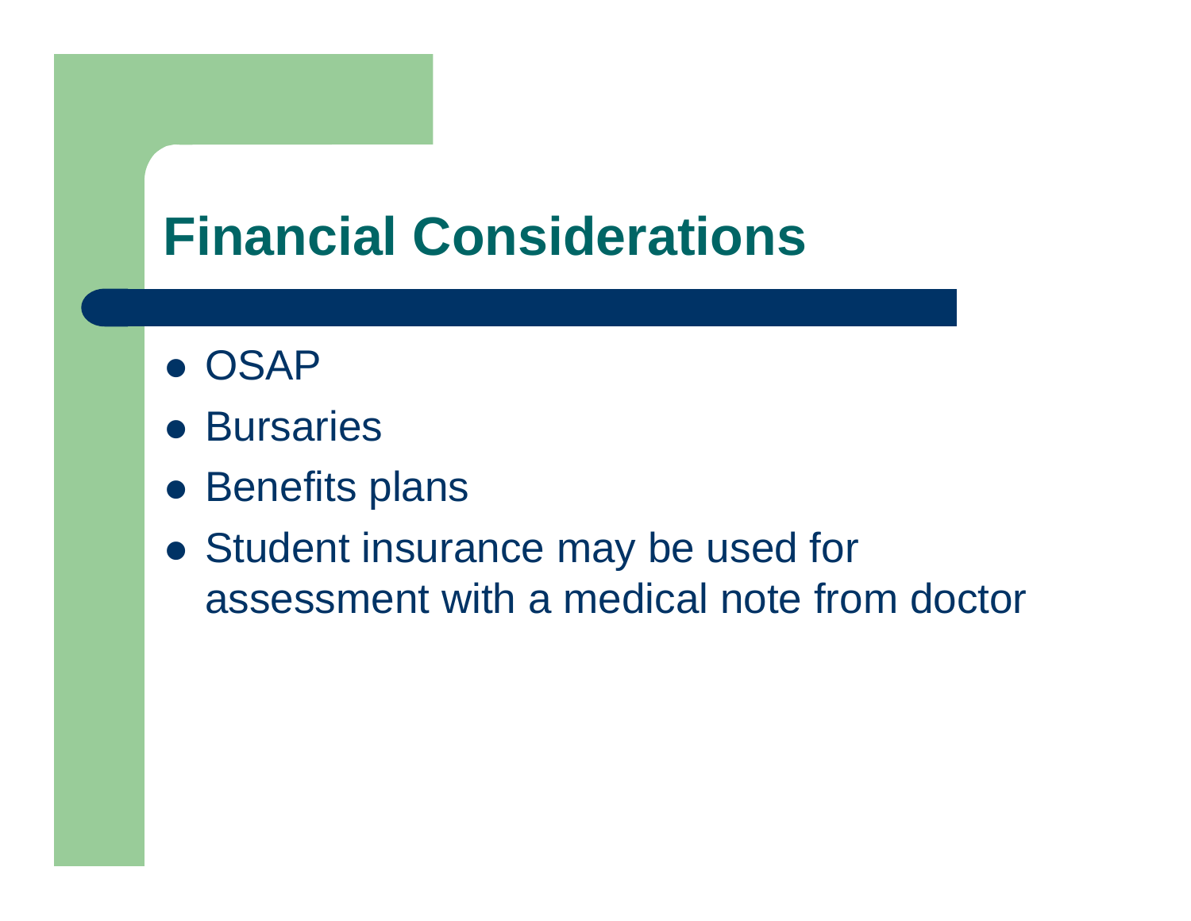# Financial Considerations

- OSAP
- Bursaries
- Benefits plans
- Student insurance may be used for assessment with a medical note from doctor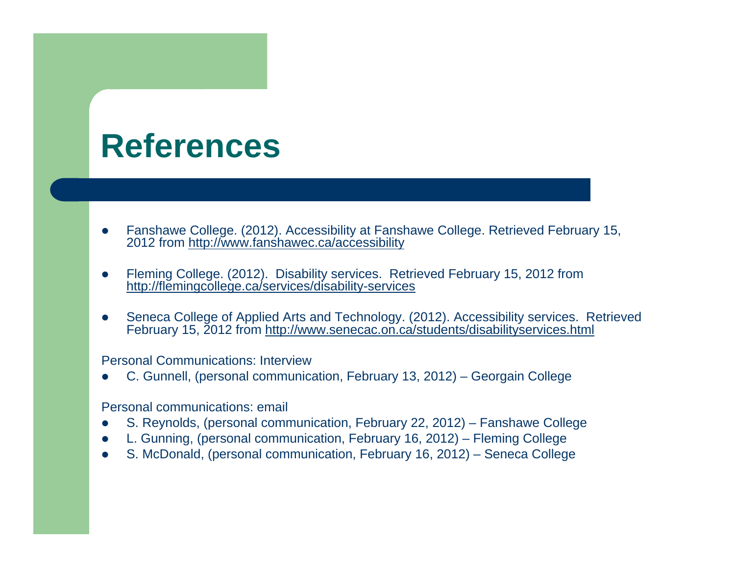# References

- Fanshawe College. (2012). Accessibility at Fanshawe College. Retrieved February 15, 2012 from http://www.fanshawec.ca/accessibility

- Fleming College. (2012). Disability services. Retrieved February 15, 2012 from http://flemingcollege.ca/services/disability-services

- Seneca College of Applied Arts and Technology. (2012). Accessibility services. Retrieved February 15, 2012 from http://www.senecac.on.ca/students/disabilityservices.html

Personal Communications: Interview

- C. Gunnell, (personal communication, February 13, 2012) – Georgain College

Personal communications: email

- S. Reynolds, (personal communication, February 22, 2012) – Fanshawe College
- L. Gunning, (personal communication, February 16, 2012) – Fleming College
- S. McDonald, (personal communication, February 16, 2012) – Seneca College